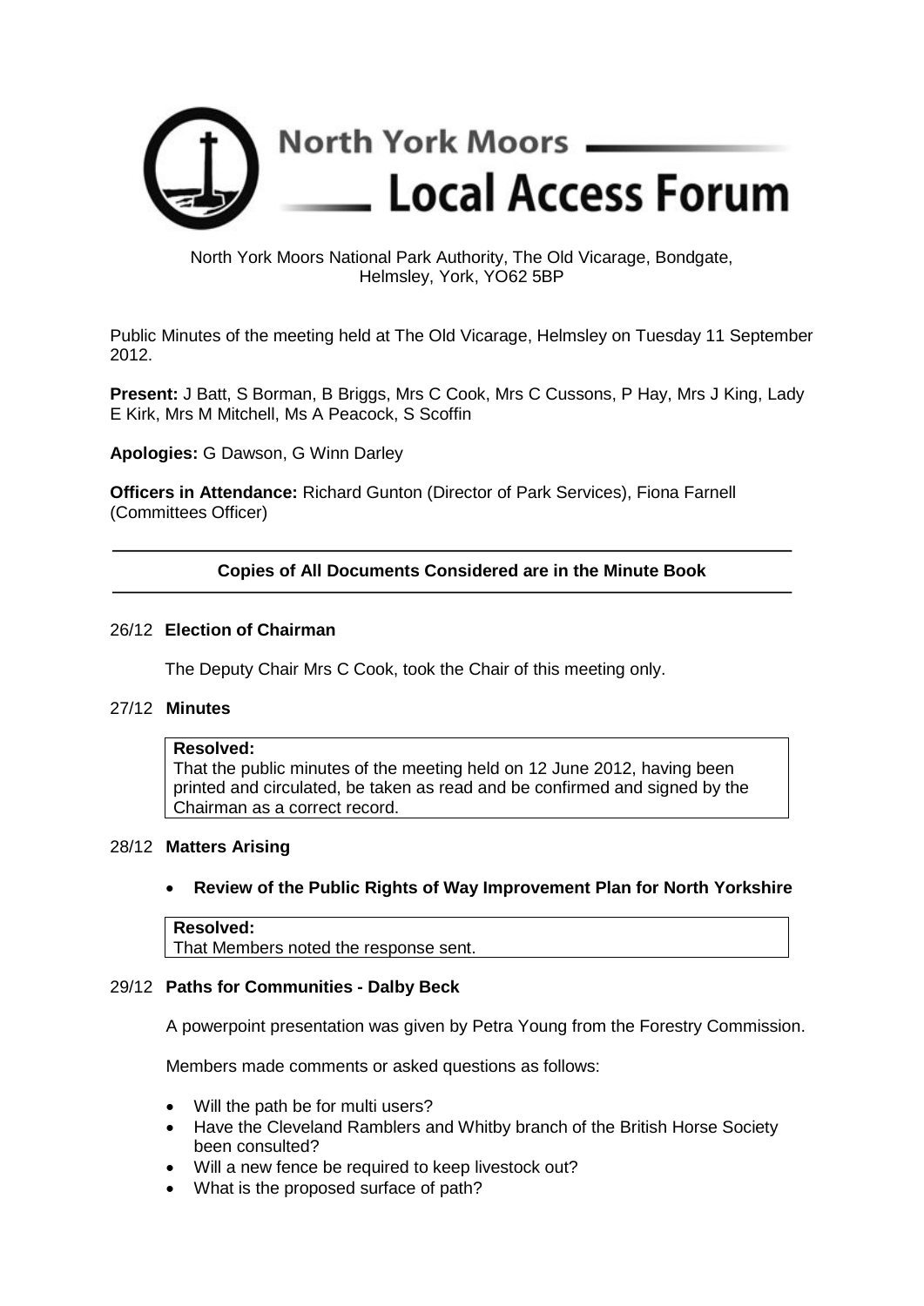# North York Moors Local Access Forum

North York Moors National Park Authority, The Old Vicarage, Bondgate, Helmsley, York, YO62 5BP

Public Minutes of the meeting held at The Old Vicarage, Helmsley on Tuesday 11 September 2012.

**Present:** J Batt, S Borman, B Briggs, Mrs C Cook, Mrs C Cussons, P Hay, Mrs J King, Lady E Kirk, Mrs M Mitchell, Ms A Peacock, S Scoffin

**Apologies:** G Dawson, G Winn Darley

**Officers in Attendance:** Richard Gunton (Director of Park Services), Fiona Farnell (Committees Officer)

---

**Copies of All Documents Considered are in the Minute Book**

---

## 26/12 Election of Chairman

The Deputy Chair Mrs C Cook, took the Chair of this meeting only.

## 27/12 Minutes

**Resolved:**
That the public minutes of the meeting held on 12 June 2012, having been printed and circulated, be taken as read and be confirmed and signed by the Chairman as a correct record.

## 28/12 Matters Arising

- **Review of the Public Rights of Way Improvement Plan for North Yorkshire**

**Resolved:**
That Members noted the response sent.

## 29/12 Paths for Communities - Dalby Beck

A powerpoint presentation was given by Petra Young from the Forestry Commission.

Members made comments or asked questions as follows:

- Will the path be for multi users?
- Have the Cleveland Ramblers and Whitby branch of the British Horse Society been consulted?
- Will a new fence be required to keep livestock out?
- What is the proposed surface of path?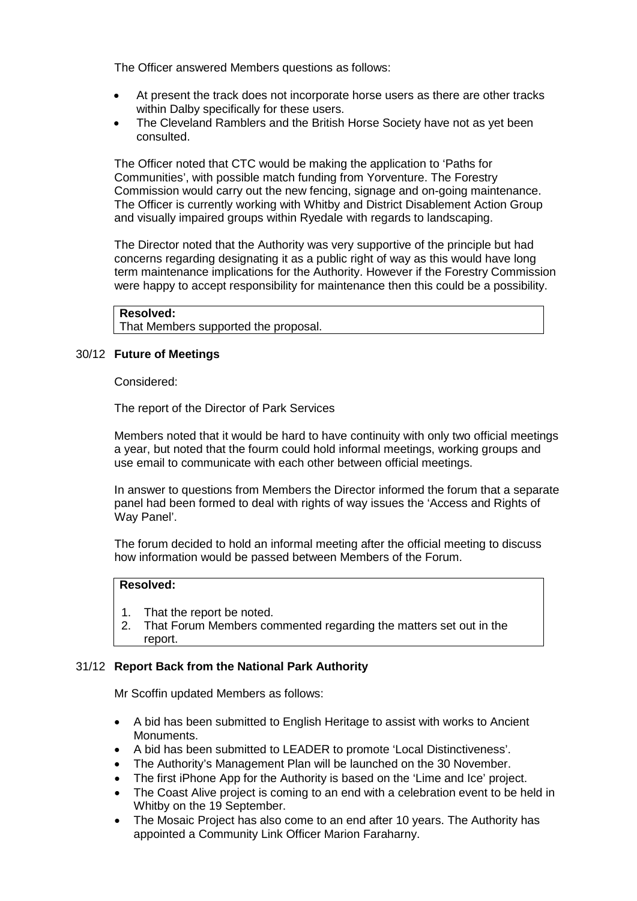The Officer answered Members questions as follows:

- At present the track does not incorporate horse users as there are other tracks within Dalby specifically for these users.
- The Cleveland Ramblers and the British Horse Society have not as yet been consulted.

The Officer noted that CTC would be making the application to 'Paths for Communities', with possible match funding from Yorventure. The Forestry Commission would carry out the new fencing, signage and on-going maintenance. The Officer is currently working with Whitby and District Disablement Action Group and visually impaired groups within Ryedale with regards to landscaping.

The Director noted that the Authority was very supportive of the principle but had concerns regarding designating it as a public right of way as this would have long term maintenance implications for the Authority. However if the Forestry Commission were happy to accept responsibility for maintenance then this could be a possibility.

**Resolved:**
That Members supported the proposal.

## 30/12 **Future of Meetings**

Considered:

The report of the Director of Park Services

Members noted that it would be hard to have continuity with only two official meetings a year, but noted that the fourm could hold informal meetings, working groups and use email to communicate with each other between official meetings.

In answer to questions from Members the Director informed the forum that a separate panel had been formed to deal with rights of way issues the 'Access and Rights of Way Panel'.

The forum decided to hold an informal meeting after the official meeting to discuss how information would be passed between Members of the Forum.

**Resolved:**

1. That the report be noted.
2. That Forum Members commented regarding the matters set out in the report.

## 31/12 **Report Back from the National Park Authority**

Mr Scoffin updated Members as follows:

- A bid has been submitted to English Heritage to assist with works to Ancient Monuments.
- A bid has been submitted to LEADER to promote 'Local Distinctiveness'.
- The Authority's Management Plan will be launched on the 30 November.
- The first iPhone App for the Authority is based on the 'Lime and Ice' project.
- The Coast Alive project is coming to an end with a celebration event to be held in Whitby on the 19 September.
- The Mosaic Project has also come to an end after 10 years. The Authority has appointed a Community Link Officer Marion Faraharny.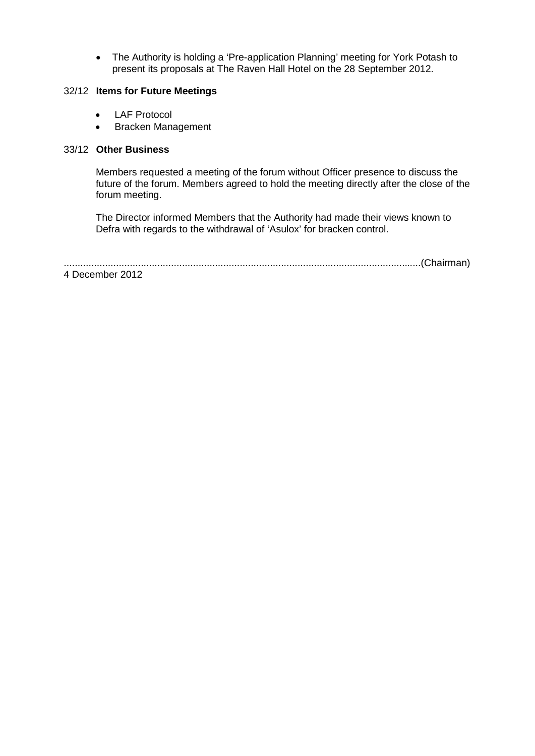- The Authority is holding a 'Pre-application Planning' meeting for York Potash to present its proposals at The Raven Hall Hotel on the 28 September 2012.

### 32/12 **Items for Future Meetings**

- LAF Protocol
- Bracken Management

### 33/12 **Other Business**

Members requested a meeting of the forum without Officer presence to discuss the future of the forum. Members agreed to hold the meeting directly after the close of the forum meeting.

The Director informed Members that the Authority had made their views known to Defra with regards to the withdrawal of 'Asulox' for bracken control.

..................................................................................................................................(Chairman)
4 December 2012